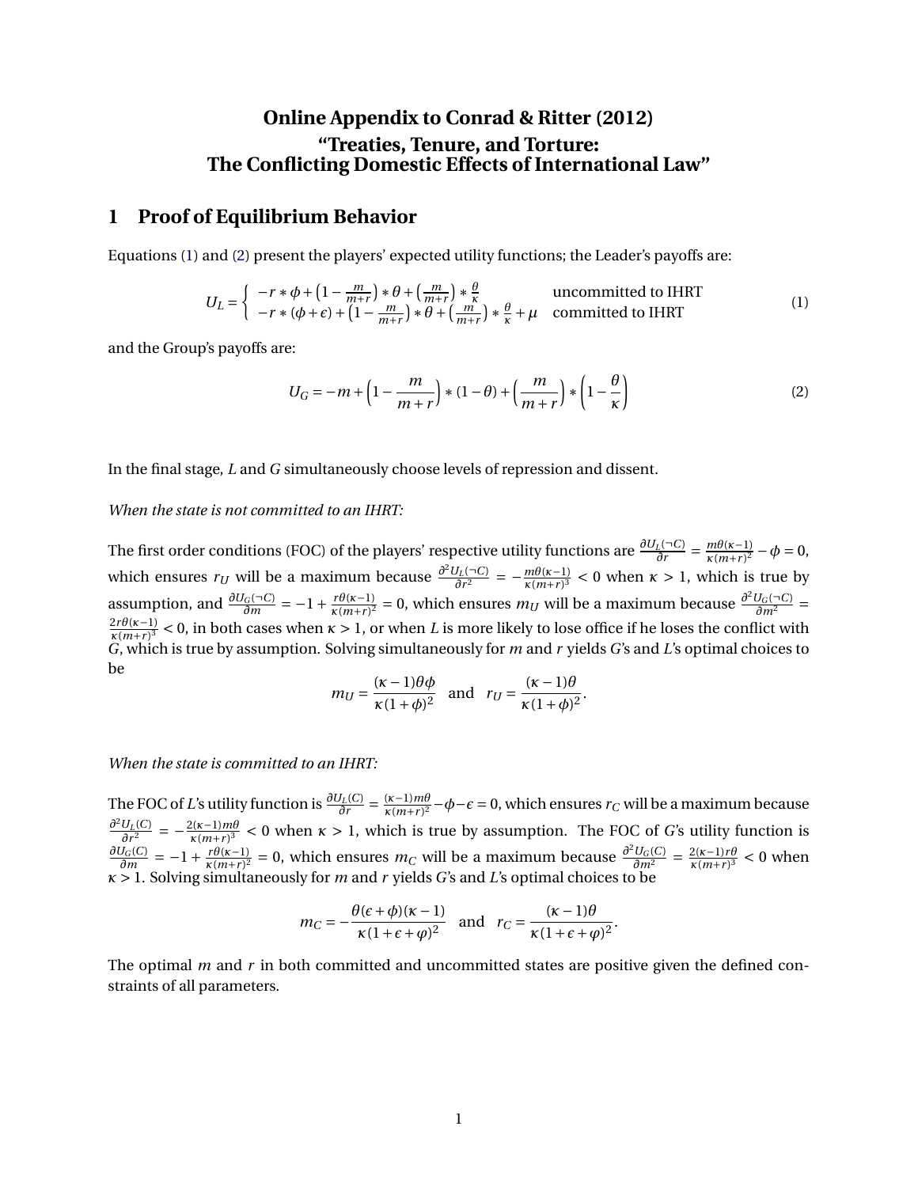# Online Appendix to Conrad & Ritter (2012) "Treaties, Tenure, and Torture: The Conflicting Domestic Effects of International Law"

## 1 Proof of Equilibrium Behavior

Equations (1) and (2) present the players' expected utility functions; the Leader's payoffs are:

$$U_L = \begin{cases} -r*\phi + \left(1-\frac{m}{m+r}\right)*\theta + \left(\frac{m}{m+r}\right)*\frac{\theta}{\kappa} & \text{uncommitted to IHRT} \\ -r*(\phi+\epsilon) + \left(1-\frac{m}{m+r}\right)*\theta + \left(\frac{m}{m+r}\right)*\frac{\theta}{\kappa} + \mu & \text{committed to IHRT} \end{cases} \tag{1}$$

and the Group's payoffs are:

$$U_G = -m + \left(1-\frac{m}{m+r}\right)*(1-\theta) + \left(\frac{m}{m+r}\right)*\left(1-\frac{\theta}{\kappa}\right) \tag{2}$$

In the final stage, *L* and *G* simultaneously choose levels of repression and dissent.

*When the state is not committed to an IHRT:*

The first order conditions (FOC) of the players' respective utility functions are $\frac{\partial U_L(\neg C)}{\partial r} = \frac{m\theta(\kappa-1)}{\kappa(m+r)^2} - \phi = 0$, which ensures $r_U$ will be a maximum because $\frac{\partial^2 U_L(\neg C)}{\partial r^2} = -\frac{m\theta(\kappa-1)}{\kappa(m+r)^3} < 0$ when $\kappa > 1$, which is true by assumption, and $\frac{\partial U_G(\neg C)}{\partial m} = -1 + \frac{r\theta(\kappa-1)}{\kappa(m+r)^2} = 0$, which ensures $m_U$ will be a maximum because $\frac{\partial^2 U_G(\neg C)}{\partial m^2} = \frac{2r\theta(\kappa-1)}{\kappa(m+r)^3} < 0$, in both cases when $\kappa > 1$, or when *L* is more likely to lose office if he loses the conflict with *G*, which is true by assumption. Solving simultaneously for *m* and *r* yields *G*'s and *L*'s optimal choices to be

$$m_U = \frac{(\kappa-1)\theta\phi}{\kappa(1+\phi)^2} \quad \text{and} \quad r_U = \frac{(\kappa-1)\theta}{\kappa(1+\phi)^2}.$$

*When the state is committed to an IHRT:*

The FOC of *L*'s utility function is $\frac{\partial U_L(C)}{\partial r} = \frac{(\kappa-1)m\theta}{\kappa(m+r)^2} - \phi - \epsilon = 0$, which ensures $r_C$ will be a maximum because $\frac{\partial^2 U_L(C)}{\partial r^2} = -\frac{2(\kappa-1)m\theta}{\kappa(m+r)^3} < 0$ when $\kappa > 1$, which is true by assumption. The FOC of *G*'s utility function is $\frac{\partial U_G(C)}{\partial m} = -1 + \frac{r\theta(\kappa-1)}{\kappa(m+r)^2} = 0$, which ensures $m_C$ will be a maximum because $\frac{\partial^2 U_G(C)}{\partial m^2} = \frac{2(\kappa-1)r\theta}{\kappa(m+r)^3} < 0$ when $\kappa > 1$. Solving simultaneously for *m* and *r* yields *G*'s and *L*'s optimal choices to be

$$m_C = -\frac{\theta(\epsilon+\phi)(\kappa-1)}{\kappa(1+\epsilon+\varphi)^2} \quad \text{and} \quad r_C = \frac{(\kappa-1)\theta}{\kappa(1+\epsilon+\varphi)^2}.$$

The optimal *m* and *r* in both committed and uncommitted states are positive given the defined constraints of all parameters.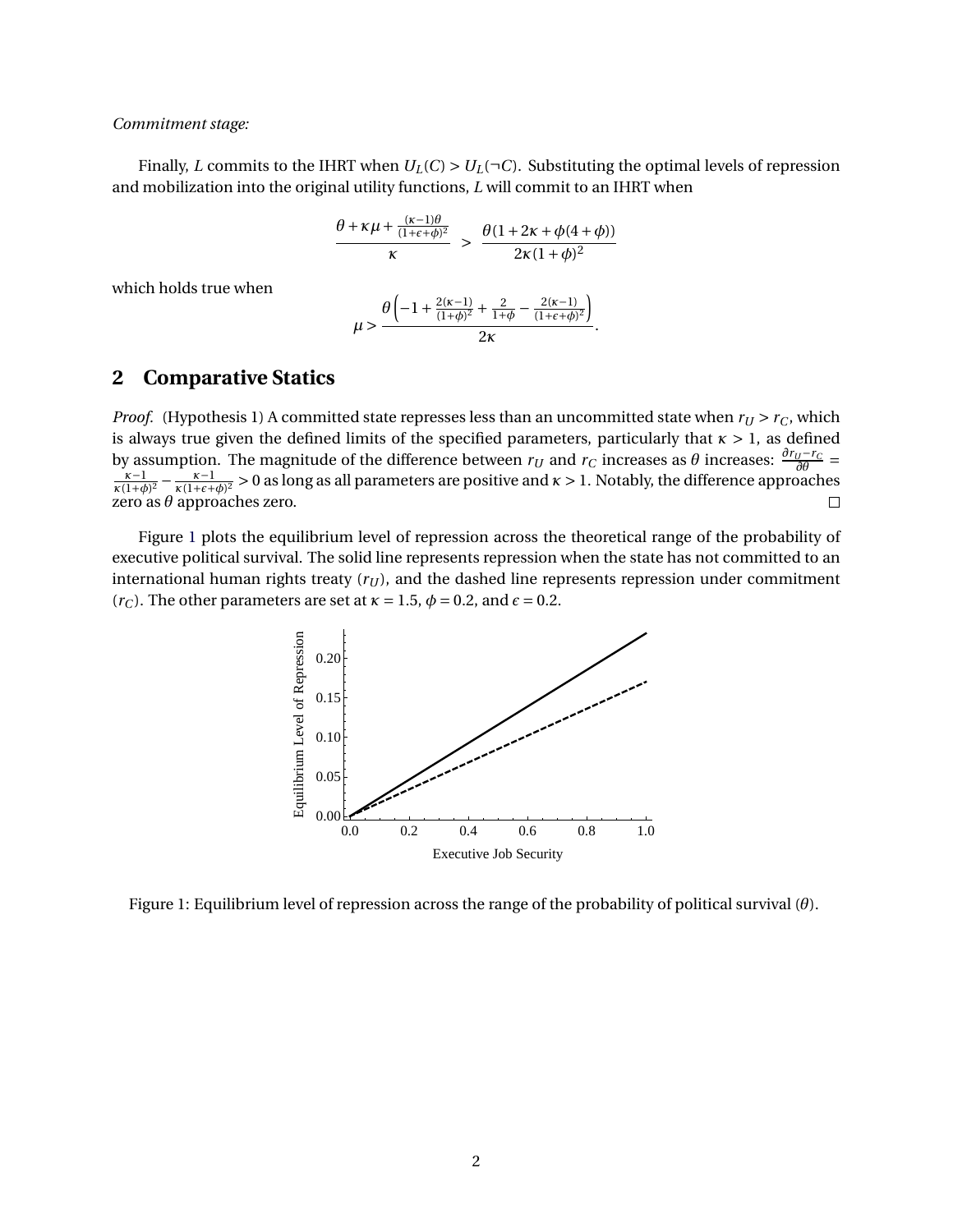*Commitment stage:*

Finally, $L$ commits to the IHRT when $U_L(C) > U_L(\neg C)$. Substituting the optimal levels of repression and mobilization into the original utility functions, $L$ will commit to an IHRT when

$$\frac{\theta + \kappa\mu + \frac{(\kappa-1)\theta}{(1+\epsilon+\phi)^2}}{\kappa} > \frac{\theta(1+2\kappa+\phi(4+\phi))}{2\kappa(1+\phi)^2}$$

which holds true when

$$\mu > \frac{\theta\left(-1+\frac{2(\kappa-1)}{(1+\phi)^2}+\frac{2}{1+\phi}-\frac{2(\kappa-1)}{(1+\epsilon+\phi)^2}\right)}{2\kappa}.$$

## 2 Comparative Statics

*Proof.* (Hypothesis 1) A committed state represses less than an uncommitted state when $r_U > r_C$, which is always true given the defined limits of the specified parameters, particularly that $\kappa > 1$, as defined by assumption. The magnitude of the difference between $r_U$ and $r_C$ increases as $\theta$ increases: $\frac{\partial r_U - r_C}{\partial \theta} = \frac{\kappa-1}{\kappa(1+\phi)^2} - \frac{\kappa-1}{\kappa(1+\epsilon+\phi)^2} > 0$ as long as all parameters are positive and $\kappa > 1$. Notably, the difference approaches zero as $\theta$ approaches zero. □

Figure 1 plots the equilibrium level of repression across the theoretical range of the probability of executive political survival. The solid line represents repression when the state has not committed to an international human rights treaty ($r_U$), and the dashed line represents repression under commitment ($r_C$). The other parameters are set at $\kappa = 1.5$, $\phi = 0.2$, and $\epsilon = 0.2$.

Figure 1: Equilibrium level of repression across the range of the probability of political survival ($\theta$).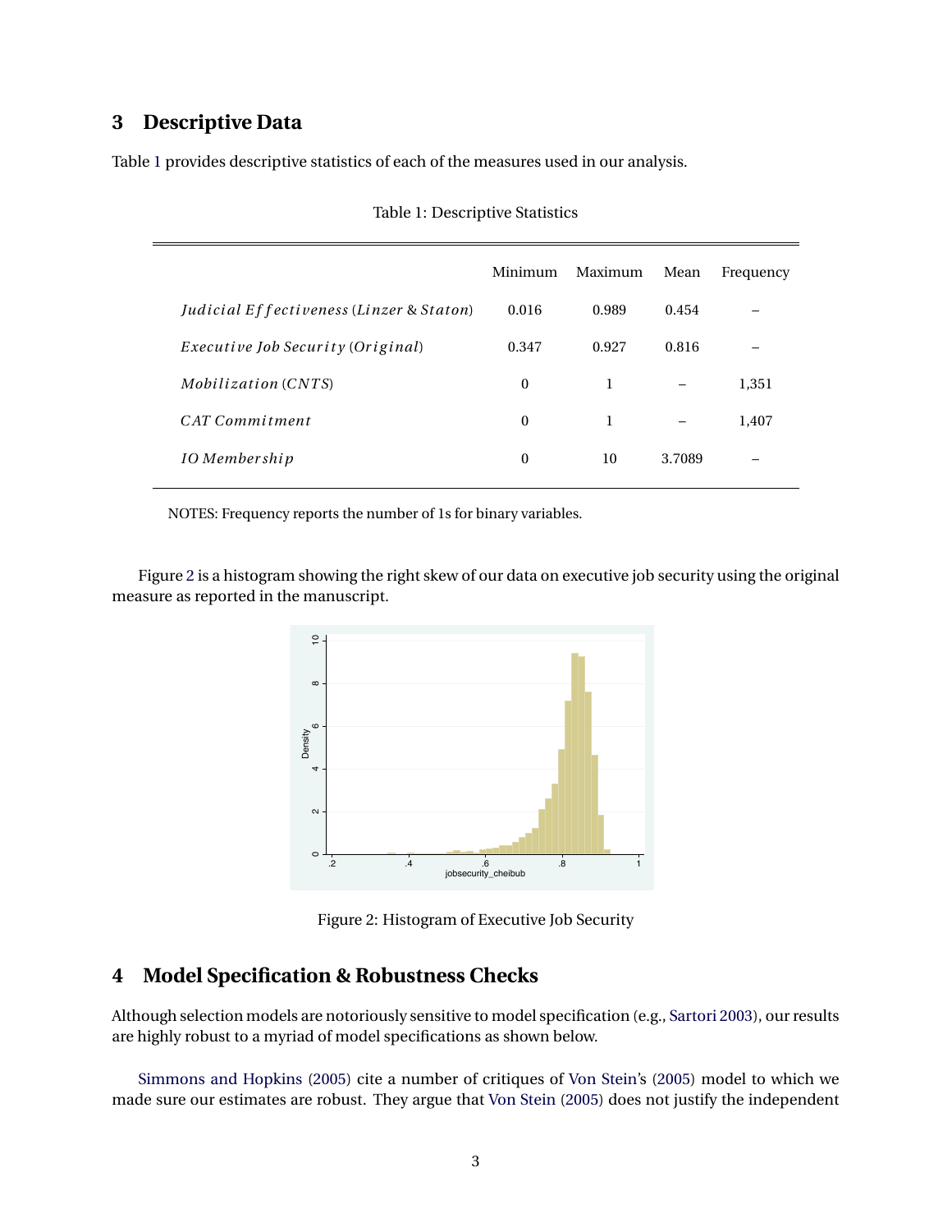## 3 Descriptive Data

Table 1 provides descriptive statistics of each of the measures used in our analysis.

Table 1: Descriptive Statistics

| | Minimum | Maximum | Mean | Frequency |
|---|---|---|---|---|
| *Judicial Effectiveness* (*Linzer & Staton*) | 0.016 | 0.989 | 0.454 | – |
| *Executive Job Security* (*Original*) | 0.347 | 0.927 | 0.816 | – |
| *Mobilization* (*CNTS*) | 0 | 1 | – | 1,351 |
| *CAT Commitment* | 0 | 1 | – | 1,407 |
| *IO Membership* | 0 | 10 | 3.7089 | – |

NOTES: Frequency reports the number of 1s for binary variables.

Figure 2 is a histogram showing the right skew of our data on executive job security using the original measure as reported in the manuscript.

Figure 2: Histogram of Executive Job Security

## 4 Model Specification & Robustness Checks

Although selection models are notoriously sensitive to model specification (e.g., Sartori 2003), our results are highly robust to a myriad of model specifications as shown below.

Simmons and Hopkins (2005) cite a number of critiques of Von Stein's (2005) model to which we made sure our estimates are robust. They argue that Von Stein (2005) does not justify the independent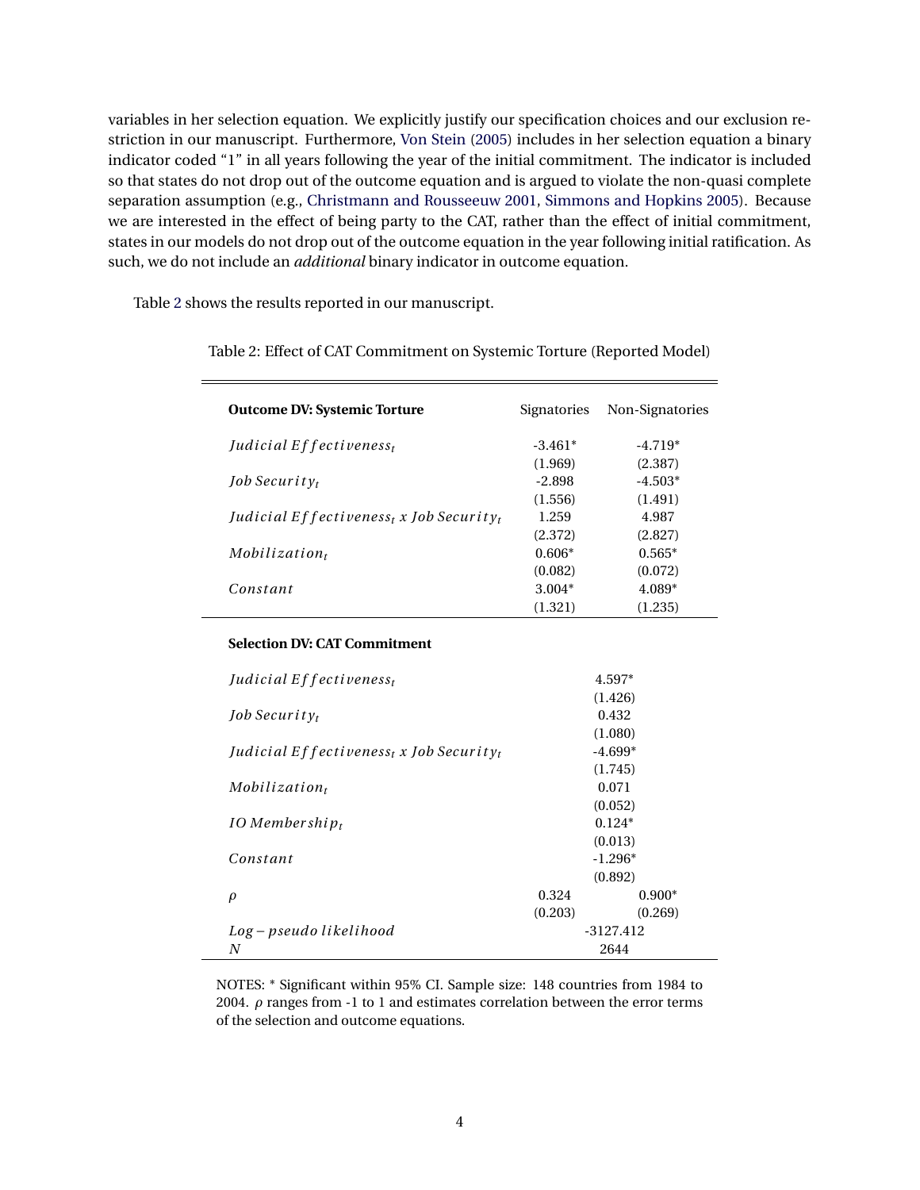variables in her selection equation. We explicitly justify our specification choices and our exclusion restriction in our manuscript. Furthermore, Von Stein (2005) includes in her selection equation a binary indicator coded "1" in all years following the year of the initial commitment. The indicator is included so that states do not drop out of the outcome equation and is argued to violate the non-quasi complete separation assumption (e.g., Christmann and Rousseeuw 2001, Simmons and Hopkins 2005). Because we are interested in the effect of being party to the CAT, rather than the effect of initial commitment, states in our models do not drop out of the outcome equation in the year following initial ratification. As such, we do not include an *additional* binary indicator in outcome equation.

Table 2 shows the results reported in our manuscript.

Table 2: Effect of CAT Commitment on Systemic Torture (Reported Model)

| **Outcome DV: Systemic Torture** | Signatories | Non-Signatories |
|---|---|---|
| $Judicial\ Effectiveness_t$ | -3.461* | -4.719* |
| | (1.969) | (2.387) |
| $Job\ Security_t$ | -2.898 | -4.503* |
| | (1.556) | (1.491) |
| $Judicial\ Effectiveness_t\ x\ Job\ Security_t$ | 1.259 | 4.987 |
| | (2.372) | (2.827) |
| $Mobilization_t$ | 0.606* | 0.565* |
| | (0.082) | (0.072) |
| $Constant$ | 3.004* | 4.089* |
| | (1.321) | (1.235) |
| **Selection DV: CAT Commitment** | | |
| $Judicial\ Effectiveness_t$ | 4.597* | |
| | (1.426) | |
| $Job\ Security_t$ | 0.432 | |
| | (1.080) | |
| $Judicial\ Effectiveness_t\ x\ Job\ Security_t$ | -4.699* | |
| | (1.745) | |
| $Mobilization_t$ | 0.071 | |
| | (0.052) | |
| $IO\ Membership_t$ | 0.124* | |
| | (0.013) | |
| $Constant$ | -1.296* | |
| | (0.892) | |
| $\rho$ | 0.324 | 0.900* |
| | (0.203) | (0.269) |
| $Log-pseudo\ likelihood$ | -3127.412 | |
| $N$ | 2644 | |

NOTES: * Significant within 95% CI. Sample size: 148 countries from 1984 to 2004. $\rho$ ranges from -1 to 1 and estimates correlation between the error terms of the selection and outcome equations.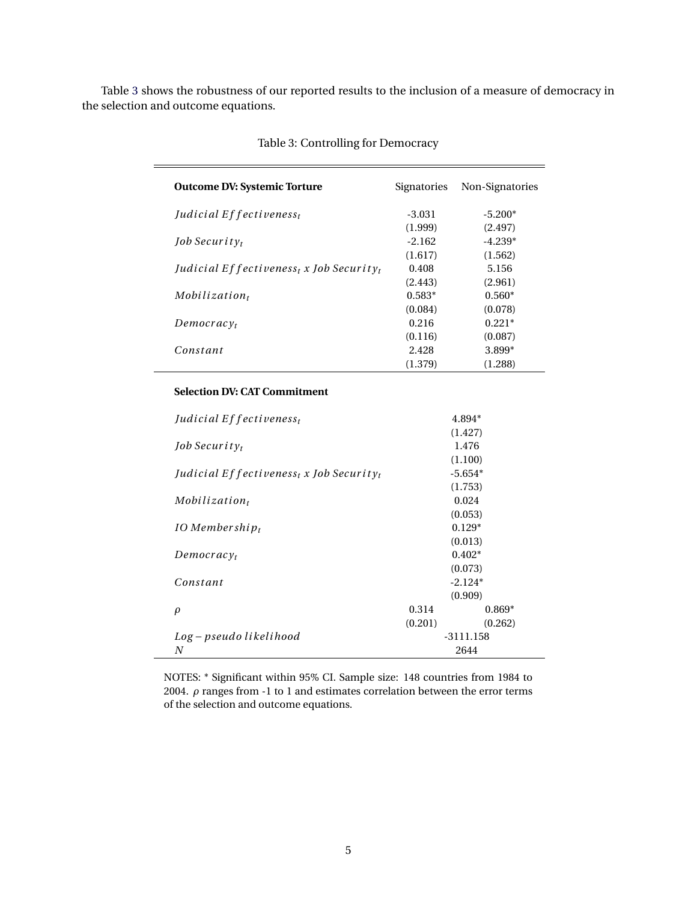Table 3 shows the robustness of our reported results to the inclusion of a measure of democracy in the selection and outcome equations.

Table 3: Controlling for Democracy

| **Outcome DV: Systemic Torture** | Signatories | Non-Signatories |
|---|---|---|
| $Judicial\ Effectiveness_t$ | -3.031 | -5.200* |
| | (1.999) | (2.497) |
| $Job\ Security_t$ | -2.162 | -4.239* |
| | (1.617) | (1.562) |
| $Judicial\ Effectiveness_t$ x $Job\ Security_t$ | 0.408 | 5.156 |
| | (2.443) | (2.961) |
| $Mobilization_t$ | 0.583* | 0.560* |
| | (0.084) | (0.078) |
| $Democracy_t$ | 0.216 | 0.221* |
| | (0.116) | (0.087) |
| $Constant$ | 2.428 | 3.899* |
| | (1.379) | (1.288) |
| **Selection DV: CAT Commitment** | | |
| $Judicial\ Effectiveness_t$ | 4.894* | |
| | (1.427) | |
| $Job\ Security_t$ | 1.476 | |
| | (1.100) | |
| $Judicial\ Effectiveness_t$ x $Job\ Security_t$ | -5.654* | |
| | (1.753) | |
| $Mobilization_t$ | 0.024 | |
| | (0.053) | |
| $IO\ Membership_t$ | 0.129* | |
| | (0.013) | |
| $Democracy_t$ | 0.402* | |
| | (0.073) | |
| $Constant$ | -2.124* | |
| | (0.909) | |
| $\rho$ | 0.314 | 0.869* |
| | (0.201) | (0.262) |
| $Log-pseudo\ likelihood$ | -3111.158 | |
| $N$ | 2644 | |

NOTES: * Significant within 95% CI. Sample size: 148 countries from 1984 to 2004. $\rho$ ranges from -1 to 1 and estimates correlation between the error terms of the selection and outcome equations.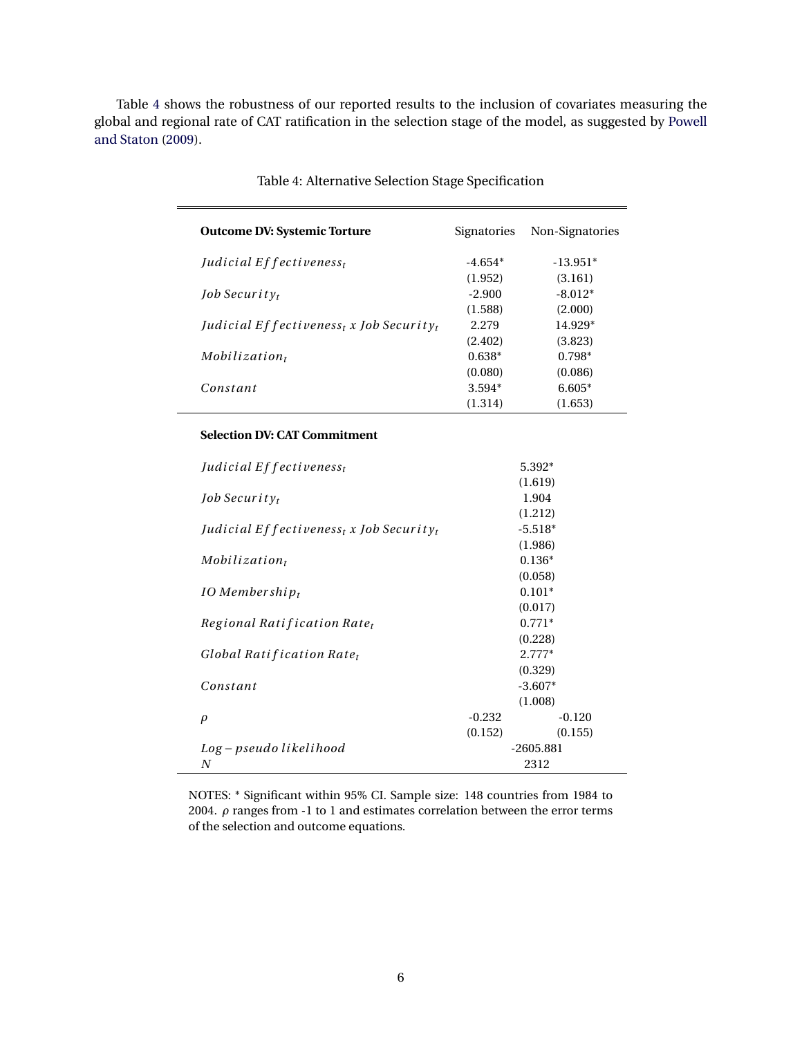Table 4 shows the robustness of our reported results to the inclusion of covariates measuring the global and regional rate of CAT ratification in the selection stage of the model, as suggested by Powell and Staton (2009).

Table 4: Alternative Selection Stage Specification

| **Outcome DV: Systemic Torture** | Signatories | Non-Signatories |
|---|---|---|
| $Judicial\ Effectiveness_t$ | -4.654* | -13.951* |
| | (1.952) | (3.161) |
| $Job\ Security_t$ | -2.900 | -8.012* |
| | (1.588) | (2.000) |
| $Judicial\ Effectiveness_t\ x\ Job\ Security_t$ | 2.279 | 14.929* |
| | (2.402) | (3.823) |
| $Mobilization_t$ | 0.638* | 0.798* |
| | (0.080) | (0.086) |
| $Constant$ | 3.594* | 6.605* |
| | (1.314) | (1.653) |
| **Selection DV: CAT Commitment** | | |
| $Judicial\ Effectiveness_t$ | 5.392* | |
| | (1.619) | |
| $Job\ Security_t$ | 1.904 | |
| | (1.212) | |
| $Judicial\ Effectiveness_t\ x\ Job\ Security_t$ | -5.518* | |
| | (1.986) | |
| $Mobilization_t$ | 0.136* | |
| | (0.058) | |
| $IO\ Membership_t$ | 0.101* | |
| | (0.017) | |
| $Regional\ Ratification\ Rate_t$ | 0.771* | |
| | (0.228) | |
| $Global\ Ratification\ Rate_t$ | 2.777* | |
| | (0.329) | |
| $Constant$ | -3.607* | |
| | (1.008) | |
| $\rho$ | -0.232 | -0.120 |
| | (0.152) | (0.155) |
| $Log-pseudo\ likelihood$ | -2605.881 | |
| $N$ | 2312 | |

NOTES: * Significant within 95% CI. Sample size: 148 countries from 1984 to 2004. $\rho$ ranges from -1 to 1 and estimates correlation between the error terms of the selection and outcome equations.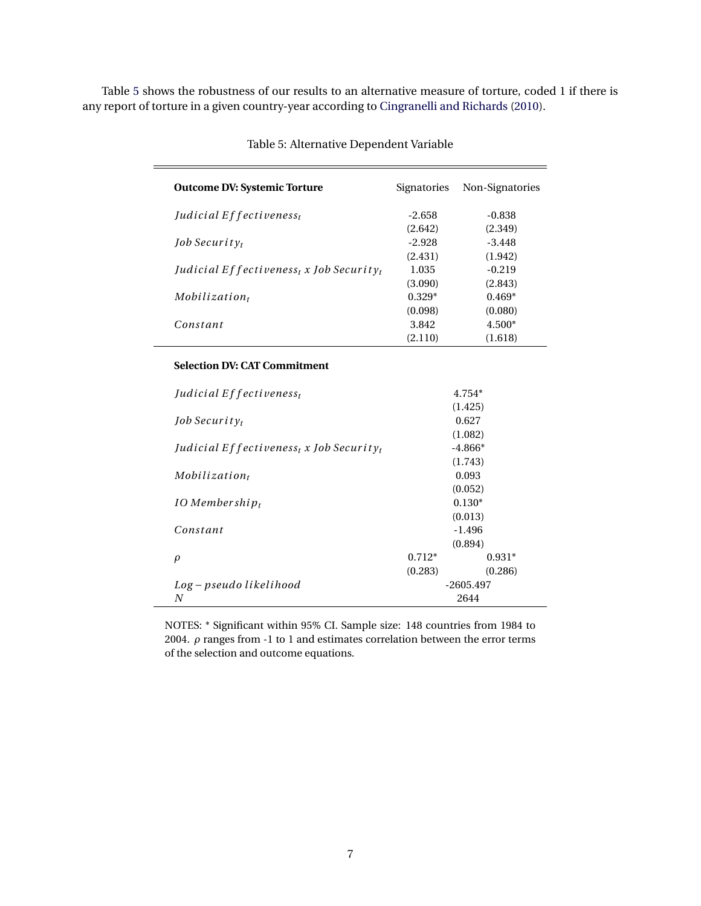Table 5 shows the robustness of our results to an alternative measure of torture, coded 1 if there is any report of torture in a given country-year according to Cingranelli and Richards (2010).

Table 5: Alternative Dependent Variable

| **Outcome DV: Systemic Torture** | Signatories | Non-Signatories |
|---|---|---|
| $Judicial\ Effectiveness_t$ | -2.658 | -0.838 |
| | (2.642) | (2.349) |
| $Job\ Security_t$ | -2.928 | -3.448 |
| | (2.431) | (1.942) |
| $Judicial\ Effectiveness_t\ x\ Job\ Security_t$ | 1.035 | -0.219 |
| | (3.090) | (2.843) |
| $Mobilization_t$ | 0.329* | 0.469* |
| | (0.098) | (0.080) |
| $Constant$ | 3.842 | 4.500* |
| | (2.110) | (1.618) |
| **Selection DV: CAT Commitment** | | |
| $Judicial\ Effectiveness_t$ | 4.754* | |
| | (1.425) | |
| $Job\ Security_t$ | 0.627 | |
| | (1.082) | |
| $Judicial\ Effectiveness_t\ x\ Job\ Security_t$ | -4.866* | |
| | (1.743) | |
| $Mobilization_t$ | 0.093 | |
| | (0.052) | |
| $IO\ Membership_t$ | 0.130* | |
| | (0.013) | |
| $Constant$ | -1.496 | |
| | (0.894) | |
| $\rho$ | 0.712* | 0.931* |
| | (0.283) | (0.286) |
| $Log-pseudo\ likelihood$ | -2605.497 | |
| $N$ | 2644 | |

NOTES: * Significant within 95% CI. Sample size: 148 countries from 1984 to 2004. $\rho$ ranges from -1 to 1 and estimates correlation between the error terms of the selection and outcome equations.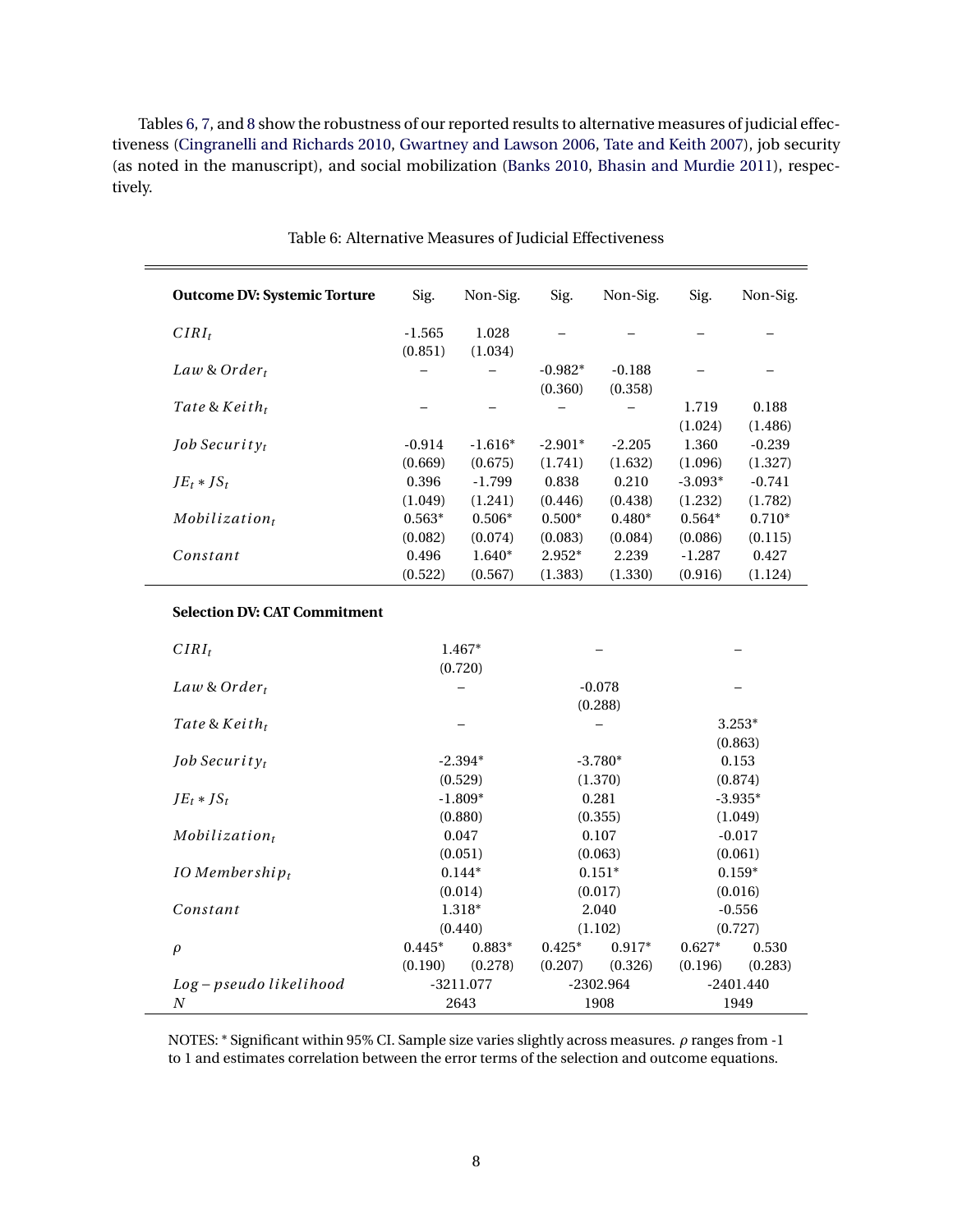Tables 6, 7, and 8 show the robustness of our reported results to alternative measures of judicial effectiveness (Cingranelli and Richards 2010, Gwartney and Lawson 2006, Tate and Keith 2007), job security (as noted in the manuscript), and social mobilization (Banks 2010, Bhasin and Murdie 2011), respectively.

Table 6: Alternative Measures of Judicial Effectiveness

| **Outcome DV: Systemic Torture** | Sig. | Non-Sig. | Sig. | Non-Sig. | Sig. | Non-Sig. |
|---|---|---|---|---|---|---|
| $CIRI_t$ | -1.565 | 1.028 | – | – | – | – |
| | (0.851) | (1.034) | | | | |
| $Law \& Order_t$ | – | – | -0.982* | -0.188 | – | – |
| | | | (0.360) | (0.358) | | |
| $Tate \& Keith_t$ | – | – | – | – | 1.719 | 0.188 |
| | | | | | (1.024) | (1.486) |
| $Job\ Security_t$ | -0.914 | -1.616* | -2.901* | -2.205 | 1.360 | -0.239 |
| | (0.669) | (0.675) | (1.741) | (1.632) | (1.096) | (1.327) |
| $JE_t * JS_t$ | 0.396 | -1.799 | 0.838 | 0.210 | -3.093* | -0.741 |
| | (1.049) | (1.241) | (0.446) | (0.438) | (1.232) | (1.782) |
| $Mobilization_t$ | 0.563* | 0.506* | 0.500* | 0.480* | 0.564* | 0.710* |
| | (0.082) | (0.074) | (0.083) | (0.084) | (0.086) | (0.115) |
| $Constant$ | 0.496 | 1.640* | 2.952* | 2.239 | -1.287 | 0.427 |
| | (0.522) | (0.567) | (1.383) | (1.330) | (0.916) | (1.124) |
| **Selection DV: CAT Commitment** | | | | | | |
| $CIRI_t$ | 1.467* | | – | | – | |
| | (0.720) | | | | | |
| $Law \& Order_t$ | – | | -0.078 | | – | |
| | | | (0.288) | | | |
| $Tate \& Keith_t$ | – | | – | | 3.253* | |
| | | | | | (0.863) | |
| $Job\ Security_t$ | -2.394* | | -3.780* | | 0.153 | |
| | (0.529) | | (1.370) | | (0.874) | |
| $JE_t * JS_t$ | -1.809* | | 0.281 | | -3.935* | |
| | (0.880) | | (0.355) | | (1.049) | |
| $Mobilization_t$ | 0.047 | | 0.107 | | -0.017 | |
| | (0.051) | | (0.063) | | (0.061) | |
| $IO\ Membership_t$ | 0.144* | | 0.151* | | 0.159* | |
| | (0.014) | | (0.017) | | (0.016) | |
| $Constant$ | 1.318* | | 2.040 | | -0.556 | |
| | (0.440) | | (1.102) | | (0.727) | |
| $\rho$ | 0.445* | 0.883* | 0.425* | 0.917* | 0.627* | 0.530 |
| | (0.190) | (0.278) | (0.207) | (0.326) | (0.196) | (0.283) |
| $Log-pseudo\ likelihood$ | -3211.077 | | -2302.964 | | -2401.440 | |
| $N$ | 2643 | | 1908 | | 1949 | |

NOTES: * Significant within 95% CI. Sample size varies slightly across measures. $\rho$ ranges from -1 to 1 and estimates correlation between the error terms of the selection and outcome equations.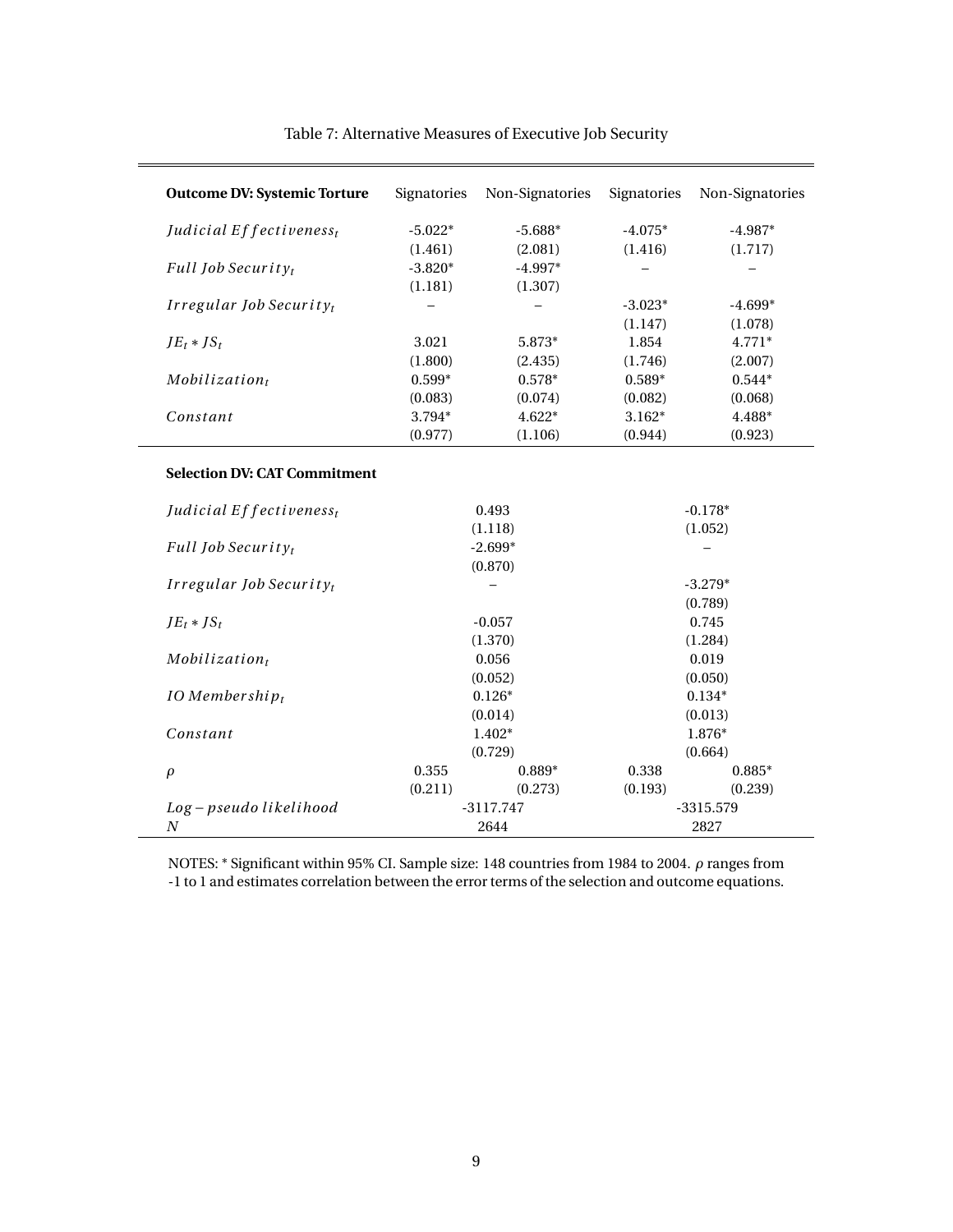Table 7: Alternative Measures of Executive Job Security

| **Outcome DV: Systemic Torture** | Signatories | Non-Signatories | Signatories | Non-Signatories |
|---|---|---|---|---|
| $Judicial\ Effectiveness_t$ | -5.022* | -5.688* | -4.075* | -4.987* |
| | (1.461) | (2.081) | (1.416) | (1.717) |
| $Full\ Job\ Security_t$ | -3.820* | -4.997* | – | – |
| | (1.181) | (1.307) | | |
| $Irregular\ Job\ Security_t$ | – | – | -3.023* | -4.699* |
| | | | (1.147) | (1.078) |
| $JE_t * JS_t$ | 3.021 | 5.873* | 1.854 | 4.771* |
| | (1.800) | (2.435) | (1.746) | (2.007) |
| $Mobilization_t$ | 0.599* | 0.578* | 0.589* | 0.544* |
| | (0.083) | (0.074) | (0.082) | (0.068) |
| $Constant$ | 3.794* | 4.622* | 3.162* | 4.488* |
| | (0.977) | (1.106) | (0.944) | (0.923) |
| **Selection DV: CAT Commitment** | | | | |
| $Judicial\ Effectiveness_t$ | 0.493 | | -0.178* | |
| | (1.118) | | (1.052) | |
| $Full\ Job\ Security_t$ | -2.699* | | – | |
| | (0.870) | | | |
| $Irregular\ Job\ Security_t$ | – | | -3.279* | |
| | | | (0.789) | |
| $JE_t * JS_t$ | -0.057 | | 0.745 | |
| | (1.370) | | (1.284) | |
| $Mobilization_t$ | 0.056 | | 0.019 | |
| | (0.052) | | (0.050) | |
| $IO\ Membership_t$ | 0.126* | | 0.134* | |
| | (0.014) | | (0.013) | |
| $Constant$ | 1.402* | | 1.876* | |
| | (0.729) | | (0.664) | |
| $\rho$ | 0.355 | 0.889* | 0.338 | 0.885* |
| | (0.211) | (0.273) | (0.193) | (0.239) |
| $Log-pseudo\ likelihood$ | -3117.747 | | -3315.579 | |
| $N$ | 2644 | | 2827 | |

NOTES: * Significant within 95% CI. Sample size: 148 countries from 1984 to 2004. $\rho$ ranges from -1 to 1 and estimates correlation between the error terms of the selection and outcome equations.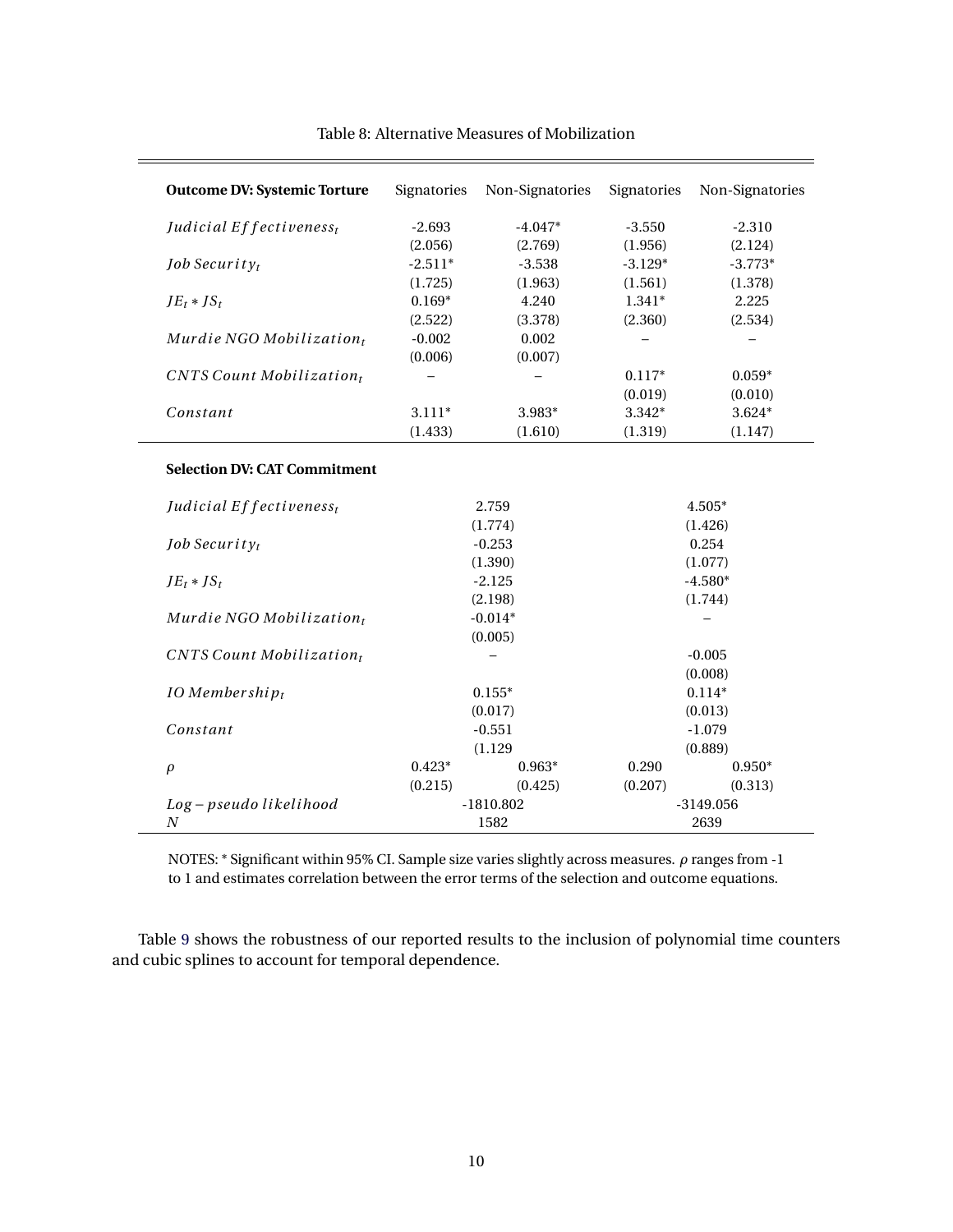Table 8: Alternative Measures of Mobilization

| **Outcome DV: Systemic Torture** | Signatories | Non-Signatories | Signatories | Non-Signatories |
|---|---|---|---|---|
| $Judicial\ Effectiveness_t$ | -2.693 | -4.047* | -3.550 | -2.310 |
| | (2.056) | (2.769) | (1.956) | (2.124) |
| $Job\ Security_t$ | -2.511* | -3.538 | -3.129* | -3.773* |
| | (1.725) | (1.963) | (1.561) | (1.378) |
| $JE_t * JS_t$ | 0.169* | 4.240 | 1.341* | 2.225 |
| | (2.522) | (3.378) | (2.360) | (2.534) |
| $Murdie\ NGO\ Mobilization_t$ | -0.002 | 0.002 | – | – |
| | (0.006) | (0.007) | | |
| $CNTS\ Count\ Mobilization_t$ | – | – | 0.117* | 0.059* |
| | | | (0.019) | (0.010) |
| $Constant$ | 3.111* | 3.983* | 3.342* | 3.624* |
| | (1.433) | (1.610) | (1.319) | (1.147) |
| **Selection DV: CAT Commitment** | | | | |
| $Judicial\ Effectiveness_t$ | 2.759 | | 4.505* | |
| | (1.774) | | (1.426) | |
| $Job\ Security_t$ | -0.253 | | 0.254 | |
| | (1.390) | | (1.077) | |
| $JE_t * JS_t$ | -2.125 | | -4.580* | |
| | (2.198) | | (1.744) | |
| $Murdie\ NGO\ Mobilization_t$ | -0.014* | | – | |
| | (0.005) | | | |
| $CNTS\ Count\ Mobilization_t$ | – | | -0.005 | |
| | | | (0.008) | |
| $IO\ Membership_t$ | 0.155* | | 0.114* | |
| | (0.017) | | (0.013) | |
| $Constant$ | -0.551 | | -1.079 | |
| | (1.129 | | (0.889) | |
| $\rho$ | 0.423* | 0.963* | 0.290 | 0.950* |
| | (0.215) | (0.425) | (0.207) | (0.313) |
| $Log-pseudo\ likelihood$ | -1810.802 | | -3149.056 | |
| $N$ | 1582 | | 2639 | |

NOTES: * Significant within 95% CI. Sample size varies slightly across measures. $\rho$ ranges from -1 to 1 and estimates correlation between the error terms of the selection and outcome equations.

Table 9 shows the robustness of our reported results to the inclusion of polynomial time counters and cubic splines to account for temporal dependence.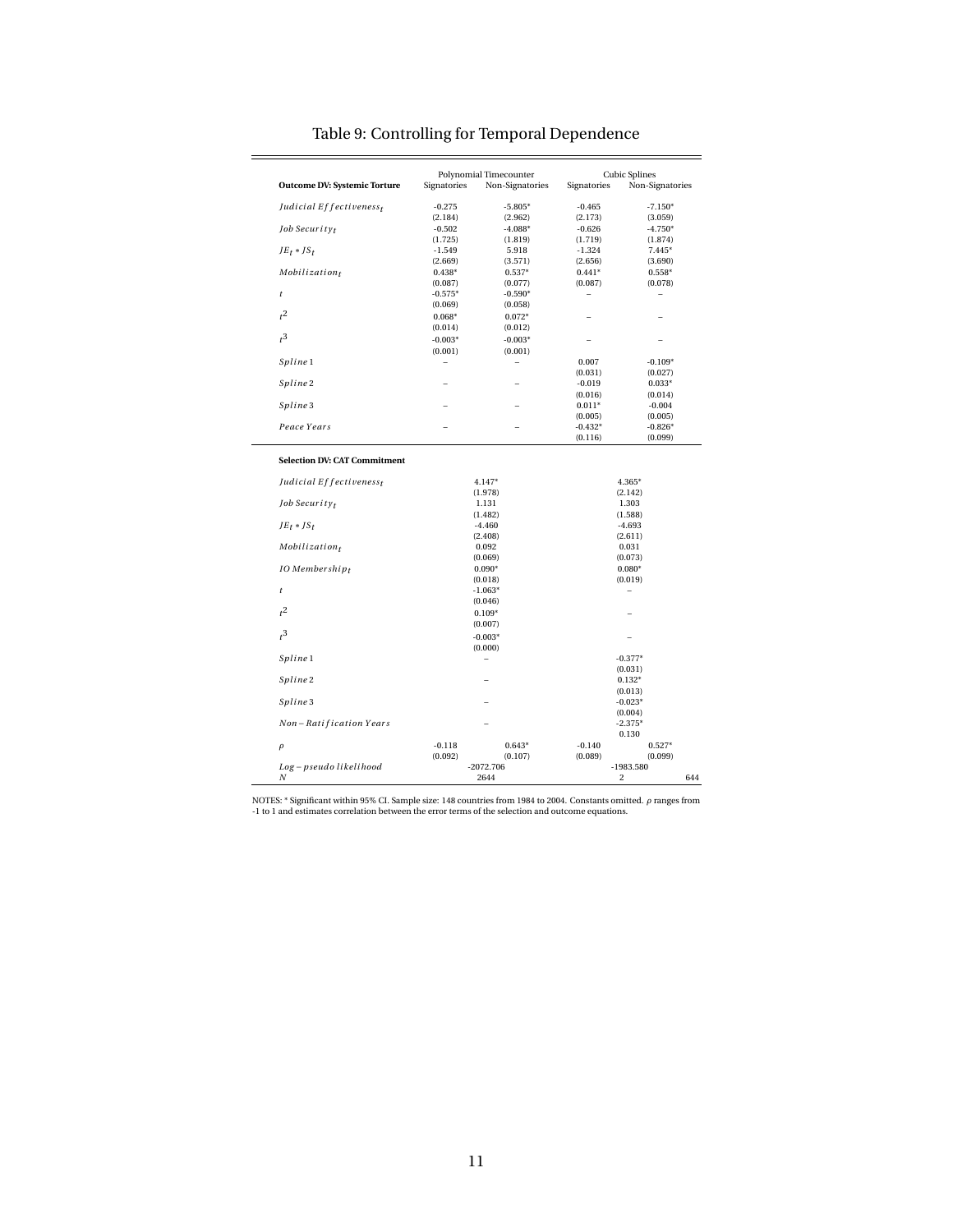# Table 9: Controlling for Temporal Dependence

| | Polynomial Timecounter | | Cubic Splines | |
|---|---|---|---|---|
| **Outcome DV: Systemic Torture** | Signatories | Non-Signatories | Signatories | Non-Signatories |
| $Judicial\ Effectiveness_t$ | -0.275 | -5.805* | -0.465 | -7.150* |
| | (2.184) | (2.962) | (2.173) | (3.059) |
| $Job\ Security_t$ | -0.502 | -4.088* | -0.626 | -4.750* |
| | (1.725) | (1.819) | (1.719) | (1.874) |
| $JE_t * JS_t$ | -1.549 | 5.918 | -1.324 | 7.445* |
| | (2.669) | (3.571) | (2.656) | (3.690) |
| $Mobilization_t$ | 0.438* | 0.537* | 0.441* | 0.558* |
| | (0.087) | (0.077) | (0.087) | (0.078) |
| $t$ | -0.575* | -0.590* | – | – |
| | (0.069) | (0.058) | | |
| $t^2$ | 0.068* | 0.072* | – | – |
| | (0.014) | (0.012) | | |
| $t^3$ | -0.003* | -0.003* | – | – |
| | (0.001) | (0.001) | | |
| $Spline1$ | – | – | 0.007 | -0.109* |
| | | | (0.031) | (0.027) |
| $Spline2$ | – | – | -0.019 | 0.033* |
| | | | (0.016) | (0.014) |
| $Spline3$ | – | – | 0.011* | -0.004 |
| | | | (0.005) | (0.005) |
| $Peace\ Years$ | – | – | -0.432* | -0.826* |
| | | | (0.116) | (0.099) |
| **Selection DV: CAT Commitment** | | | | |
| $Judicial\ Effectiveness_t$ | 4.147* | | 4.365* | |
| | (1.978) | | (2.142) | |
| $Job\ Security_t$ | 1.131 | | 1.303 | |
| | (1.482) | | (1.588) | |
| $JE_t * JS_t$ | -4.460 | | -4.693 | |
| | (2.408) | | (2.611) | |
| $Mobilization_t$ | 0.092 | | 0.031 | |
| | (0.069) | | (0.073) | |
| $IO\ Membership_t$ | 0.090* | | 0.080* | |
| | (0.018) | | (0.019) | |
| $t$ | -1.063* | | – | |
| | (0.046) | | | |
| $t^2$ | 0.109* | | – | |
| | (0.007) | | | |
| $t^3$ | -0.003* | | – | |
| | (0.000) | | | |
| $Spline1$ | – | | -0.377* | |
| | | | (0.031) | |
| $Spline2$ | – | | 0.132* | |
| | | | (0.013) | |
| $Spline3$ | – | | -0.023* | |
| | | | (0.004) | |
| $Non-Ratification\ Years$ | – | | -2.375* | |
| | | | 0.130 | |
| $\rho$ | -0.118 | 0.643* | -0.140 | 0.527* |
| | (0.092) | (0.107) | (0.089) | (0.099) |
| $Log-pseudo\ likelihood$ | -2072.706 | | -1983.580 | |
| $N$ | 2644 | | 2 | 644 |

NOTES: * Significant within 95% CI. Sample size: 148 countries from 1984 to 2004. Constants omitted. $\rho$ ranges from -1 to 1 and estimates correlation between the error terms of the selection and outcome equations.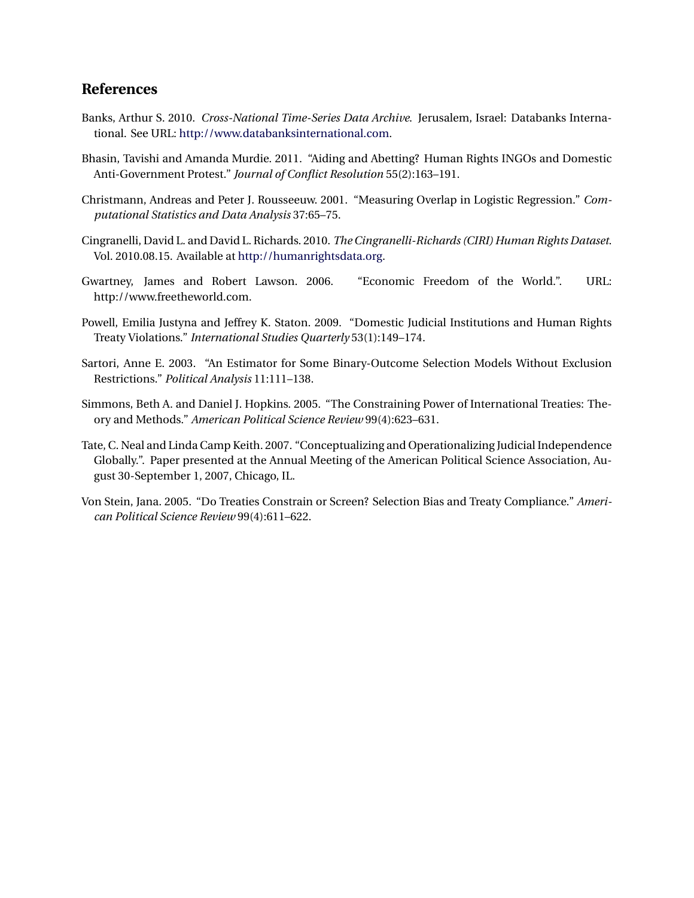## References

Banks, Arthur S. 2010. *Cross-National Time-Series Data Archive*. Jerusalem, Israel: Databanks International. See URL: http://www.databanksinternational.com.

Bhasin, Tavishi and Amanda Murdie. 2011. "Aiding and Abetting? Human Rights INGOs and Domestic Anti-Government Protest." *Journal of Conflict Resolution* 55(2):163–191.

Christmann, Andreas and Peter J. Rousseeuw. 2001. "Measuring Overlap in Logistic Regression." *Computational Statistics and Data Analysis* 37:65–75.

Cingranelli, David L. and David L. Richards. 2010. *The Cingranelli-Richards (CIRI) Human Rights Dataset*. Vol. 2010.08.15. Available at http://humanrightsdata.org.

Gwartney, James and Robert Lawson. 2006. "Economic Freedom of the World.". URL: http://www.freetheworld.com.

Powell, Emilia Justyna and Jeffrey K. Staton. 2009. "Domestic Judicial Institutions and Human Rights Treaty Violations." *International Studies Quarterly* 53(1):149–174.

Sartori, Anne E. 2003. "An Estimator for Some Binary-Outcome Selection Models Without Exclusion Restrictions." *Political Analysis* 11:111–138.

Simmons, Beth A. and Daniel J. Hopkins. 2005. "The Constraining Power of International Treaties: Theory and Methods." *American Political Science Review* 99(4):623–631.

Tate, C. Neal and Linda Camp Keith. 2007. "Conceptualizing and Operationalizing Judicial Independence Globally.". Paper presented at the Annual Meeting of the American Political Science Association, August 30-September 1, 2007, Chicago, IL.

Von Stein, Jana. 2005. "Do Treaties Constrain or Screen? Selection Bias and Treaty Compliance." *American Political Science Review* 99(4):611–622.